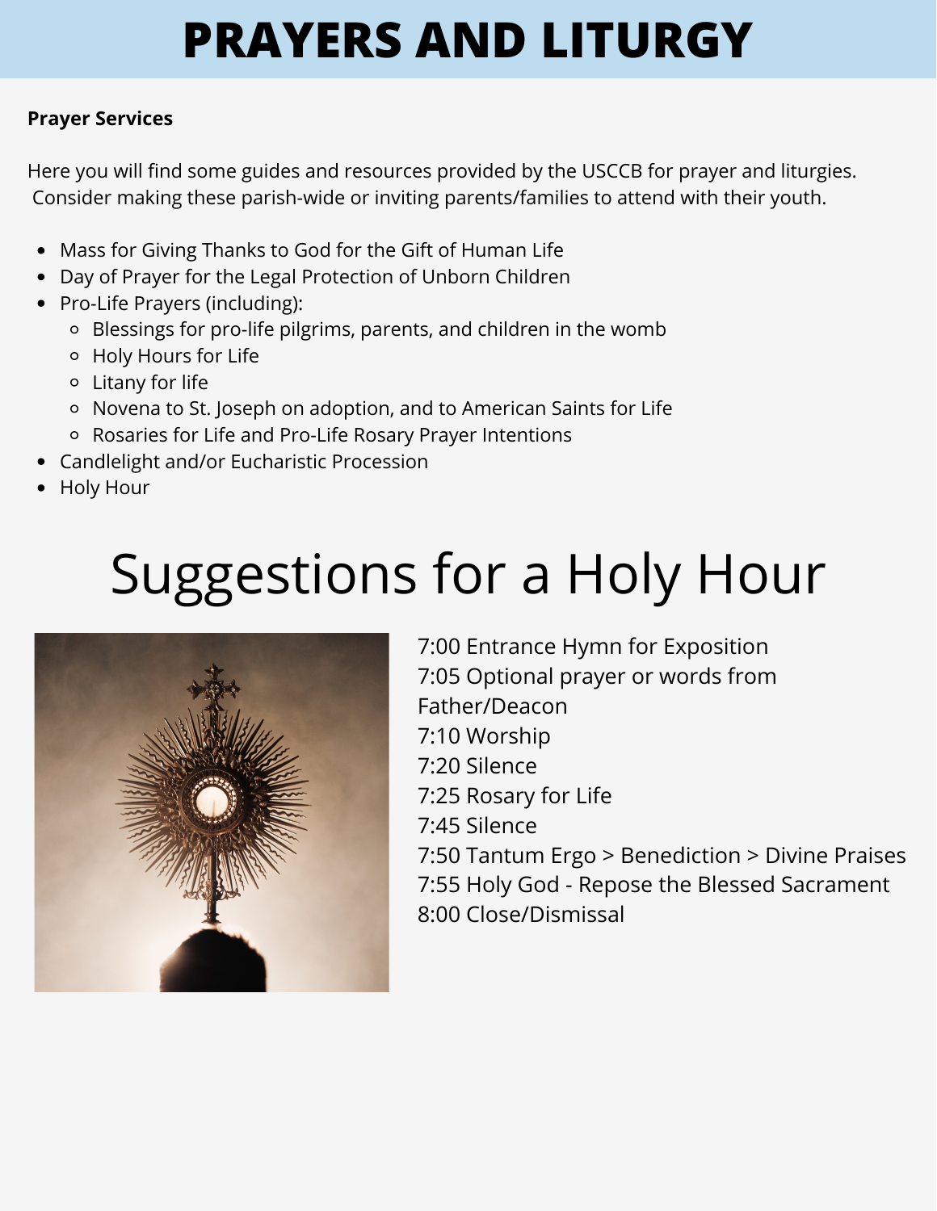# PRAYERS AND LITURGY

**Prayer Services**

Here you will find some guides and resources provided by the USCCB for prayer and liturgies. Consider making these parish-wide or inviting parents/families to attend with their youth.

- Mass for Giving Thanks to God for the Gift of Human Life
- Day of Prayer for the Legal Protection of Unborn Children
- Pro-Life Prayers (including):
  - Blessings for pro-life pilgrims, parents, and children in the womb
  - Holy Hours for Life
  - Litany for life
  - Novena to St. Joseph on adoption, and to American Saints for Life
  - Rosaries for Life and Pro-Life Rosary Prayer Intentions
- Candlelight and/or Eucharistic Procession
- Holy Hour

## Suggestions for a Holy Hour

7:00 Entrance Hymn for Exposition
7:05 Optional prayer or words from Father/Deacon
7:10 Worship
7:20 Silence
7:25 Rosary for Life
7:45 Silence
7:50 Tantum Ergo > Benediction > Divine Praises
7:55 Holy God - Repose the Blessed Sacrament
8:00 Close/Dismissal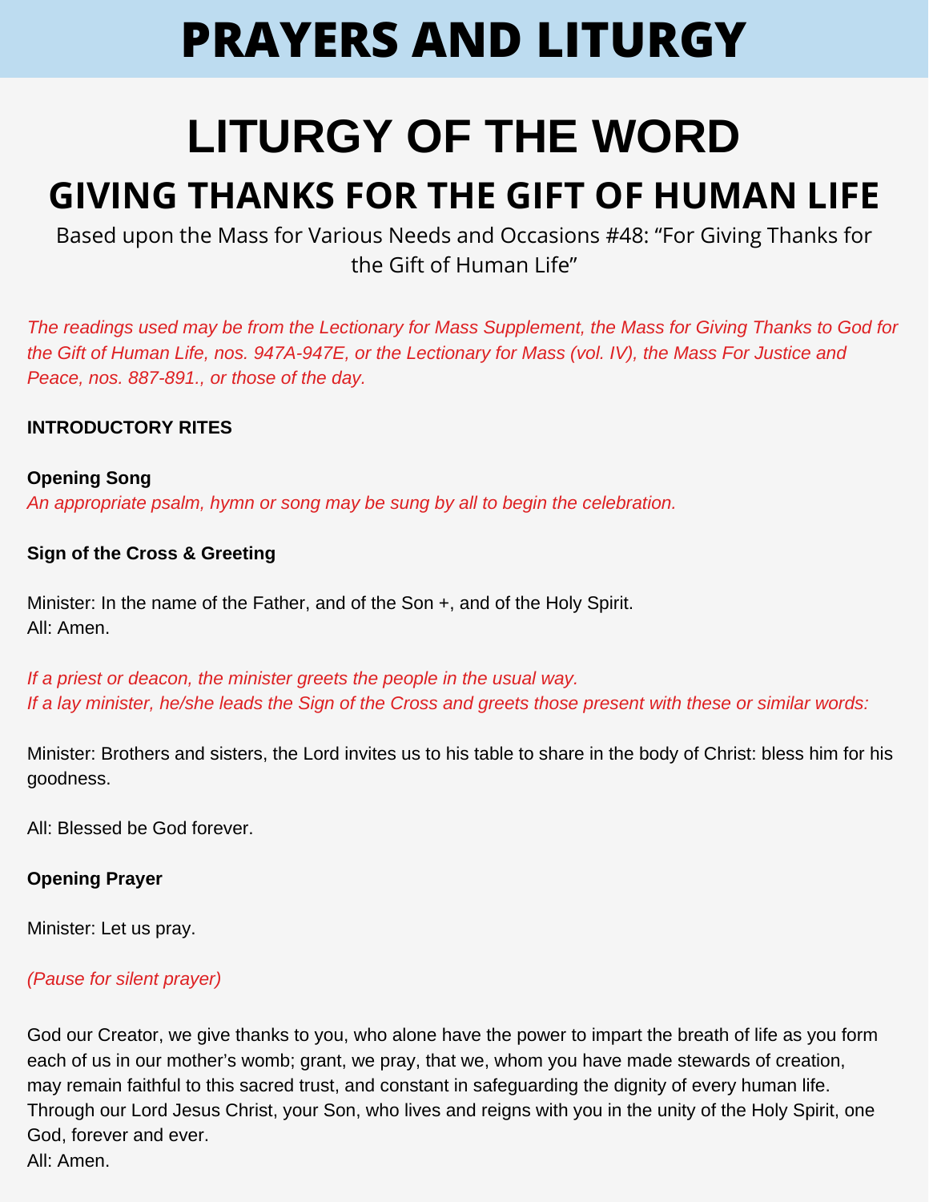# PRAYERS AND LITURGY

# LITURGY OF THE WORD

## GIVING THANKS FOR THE GIFT OF HUMAN LIFE

Based upon the Mass for Various Needs and Occasions #48: “For Giving Thanks for the Gift of Human Life”

*The readings used may be from the Lectionary for Mass Supplement, the Mass for Giving Thanks to God for the Gift of Human Life, nos. 947A-947E, or the Lectionary for Mass (vol. IV), the Mass For Justice and Peace, nos. 887-891., or those of the day.*

**INTRODUCTORY RITES**

**Opening Song**

*An appropriate psalm, hymn or song may be sung by all to begin the celebration.*

**Sign of the Cross & Greeting**

Minister: In the name of the Father, and of the Son +, and of the Holy Spirit.
All: Amen.

*If a priest or deacon, the minister greets the people in the usual way.*
*If a lay minister, he/she leads the Sign of the Cross and greets those present with these or similar words:*

Minister: Brothers and sisters, the Lord invites us to his table to share in the body of Christ: bless him for his goodness.

All: Blessed be God forever.

**Opening Prayer**

Minister: Let us pray.

*(Pause for silent prayer)*

God our Creator, we give thanks to you, who alone have the power to impart the breath of life as you form each of us in our mother’s womb; grant, we pray, that we, whom you have made stewards of creation, may remain faithful to this sacred trust, and constant in safeguarding the dignity of every human life. Through our Lord Jesus Christ, your Son, who lives and reigns with you in the unity of the Holy Spirit, one God, forever and ever.
All: Amen.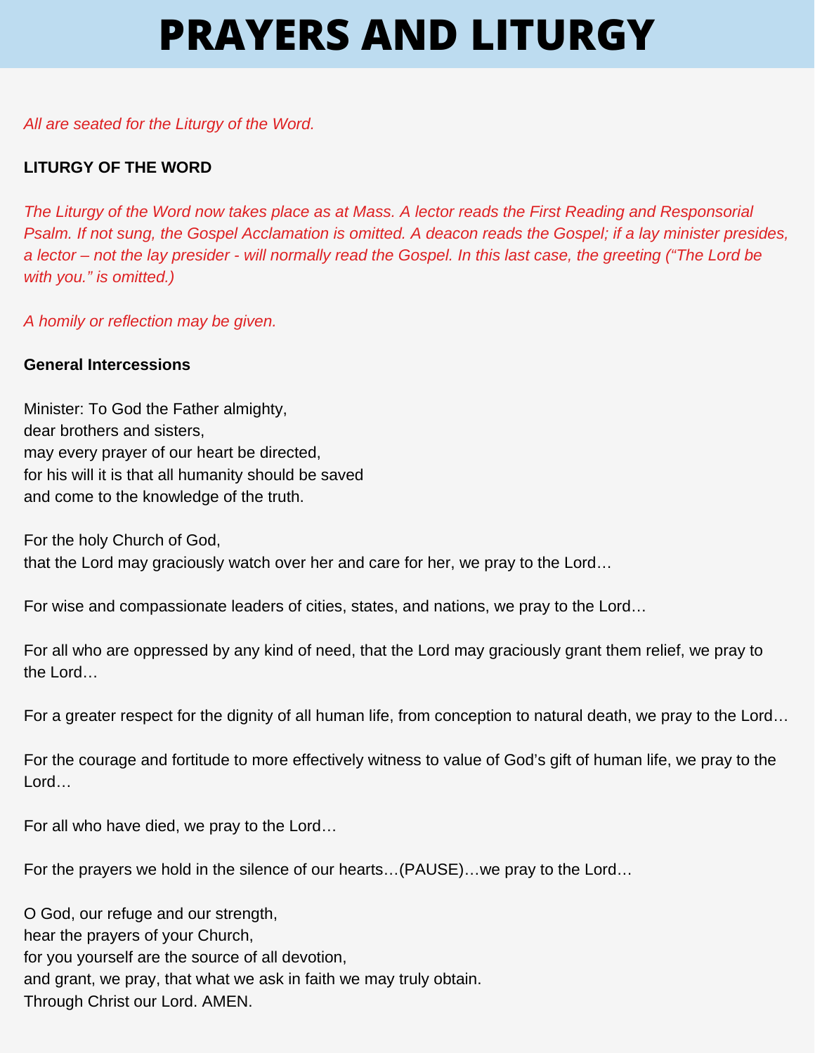# PRAYERS AND LITURGY

*All are seated for the Liturgy of the Word.*

**LITURGY OF THE WORD**

*The Liturgy of the Word now takes place as at Mass. A lector reads the First Reading and Responsorial Psalm. If not sung, the Gospel Acclamation is omitted. A deacon reads the Gospel; if a lay minister presides, a lector – not the lay presider - will normally read the Gospel. In this last case, the greeting ("The Lord be with you." is omitted.)*

*A homily or reflection may be given.*

**General Intercessions**

Minister: To God the Father almighty,
dear brothers and sisters,
may every prayer of our heart be directed,
for his will it is that all humanity should be saved
and come to the knowledge of the truth.

For the holy Church of God,
that the Lord may graciously watch over her and care for her, we pray to the Lord…

For wise and compassionate leaders of cities, states, and nations, we pray to the Lord…

For all who are oppressed by any kind of need, that the Lord may graciously grant them relief, we pray to the Lord…

For a greater respect for the dignity of all human life, from conception to natural death, we pray to the Lord…

For the courage and fortitude to more effectively witness to value of God's gift of human life, we pray to the Lord…

For all who have died, we pray to the Lord…

For the prayers we hold in the silence of our hearts…(PAUSE)…we pray to the Lord…

O God, our refuge and our strength,
hear the prayers of your Church,
for you yourself are the source of all devotion,
and grant, we pray, that what we ask in faith we may truly obtain.
Through Christ our Lord. AMEN.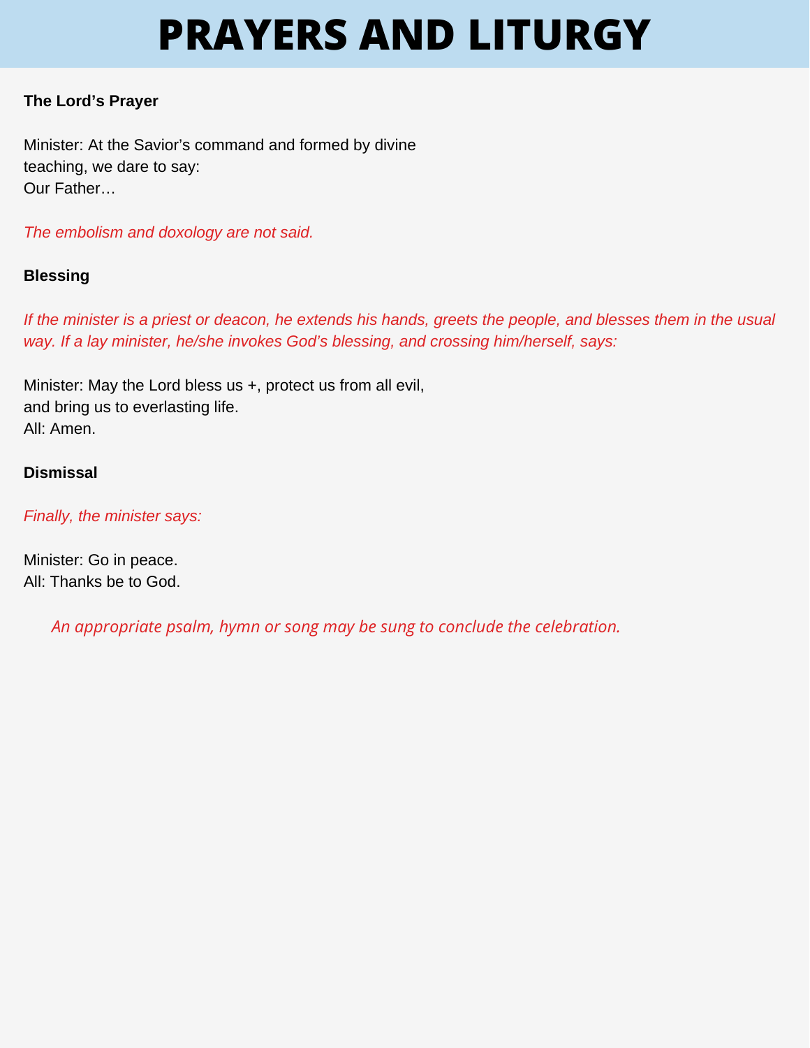# PRAYERS AND LITURGY

**The Lord's Prayer**

Minister: At the Savior's command and formed by divine teaching, we dare to say:
Our Father…

*The embolism and doxology are not said.*

**Blessing**

*If the minister is a priest or deacon, he extends his hands, greets the people, and blesses them in the usual way. If a lay minister, he/she invokes God's blessing, and crossing him/herself, says:*

Minister: May the Lord bless us +, protect us from all evil,
and bring us to everlasting life.
All: Amen.

**Dismissal**

*Finally, the minister says:*

Minister: Go in peace.
All: Thanks be to God.

*An appropriate psalm, hymn or song may be sung to conclude the celebration.*